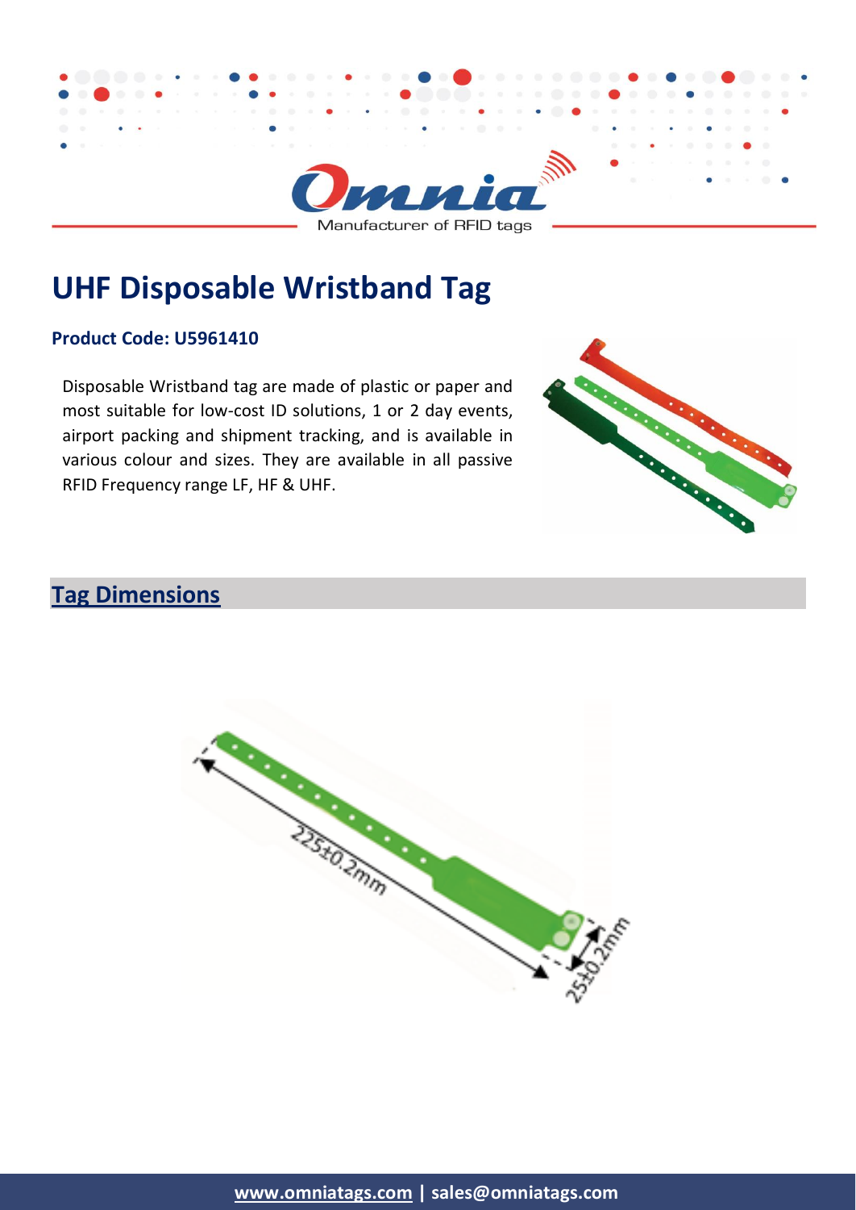# UHF Disposable Wristband Tag

**Product Code: U5961410**

Disposable Wristband tag are made of plastic or paper and most suitable for low-cost ID solutions, 1 or 2 day events, airport packing and shipment tracking, and is available in various colour and sizes. They are available in all passive RFID Frequency range LF, HF & UHF.

## Tag Dimensions

225±0.2mm

25±0.2mm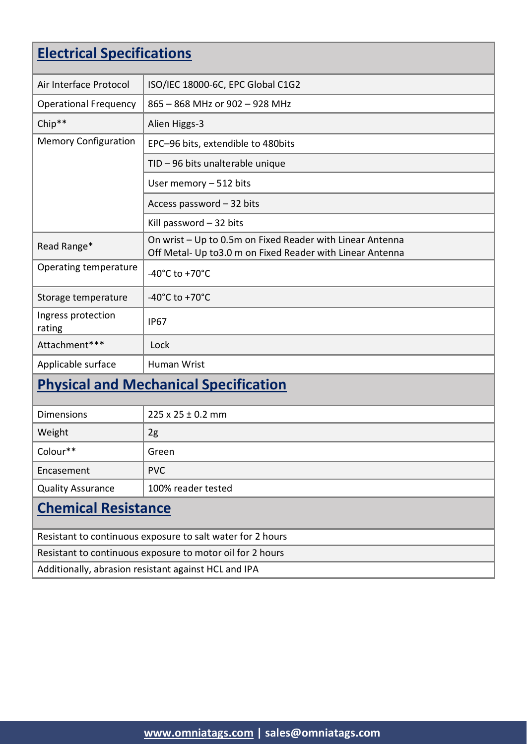## Electrical Specifications

| | |
|---|---|
| Air Interface Protocol | ISO/IEC 18000-6C, EPC Global C1G2 |
| Operational Frequency | 865 – 868 MHz or 902 – 928 MHz |
| Chip** | Alien Higgs-3 |
| Memory Configuration | EPC–96 bits, extendible to 480bits |
| | TID – 96 bits unalterable unique |
| | User memory – 512 bits |
| | Access password – 32 bits |
| | Kill password – 32 bits |
| Read Range* | On wrist – Up to 0.5m on Fixed Reader with Linear Antenna<br>Off Metal- Up to3.0 m on Fixed Reader with Linear Antenna |
| Operating temperature | -40°C to +70°C |
| Storage temperature | -40°C to +70°C |
| Ingress protection rating | IP67 |
| Attachment*** | Lock |
| Applicable surface | Human Wrist |

## Physical and Mechanical Specification

| | |
|---|---|
| Dimensions | 225 x 25 ± 0.2 mm |
| Weight | 2g |
| Colour** | Green |
| Encasement | PVC |
| Quality Assurance | 100% reader tested |

## Chemical Resistance

Resistant to continuous exposure to salt water for 2 hours

Resistant to continuous exposure to motor oil for 2 hours

Additionally, abrasion resistant against HCL and IPA

www.omniatags.com | sales@omniatags.com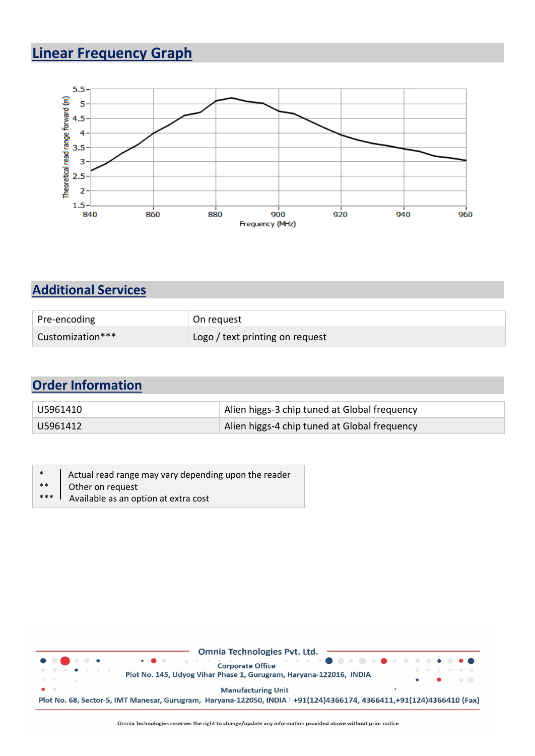## Linear Frequency Graph

Theoretical read range forward (m)

5.5
5
4.5
4
3.5
3
2.5
2
1.5

840 860 880 900 920 940 960

Frequency (MHz)

## Additional Services

| | |
|---|---|
| Pre-encoding | On request |
| Customization*** | Logo / text printing on request |

## Order Information

| | |
|---|---|
| U5961410 | Alien higgs-3 chip tuned at Global frequency |
| U5961412 | Alien higgs-4 chip tuned at Global frequency |

| | |
|---|---|
| * | Actual read range may vary depending upon the reader |
| ** | Other on request |
| *** | Available as an option at extra cost |

**Omnia Technologies Pvt. Ltd.**

Corporate Office
Plot No. 145, Udyog Vihar Phase 1, Gurugram, Haryana-122016, INDIA

Manufacturing Unit
Plot No. 68, Sector-5, IMT Manesar, Gurugram, Haryana-122050, INDIA | +91(124)4366174, 4366411,+91(124)4366410 (Fax)

Omnia Technologies reserves the right to change/update any information provided above without prior notice